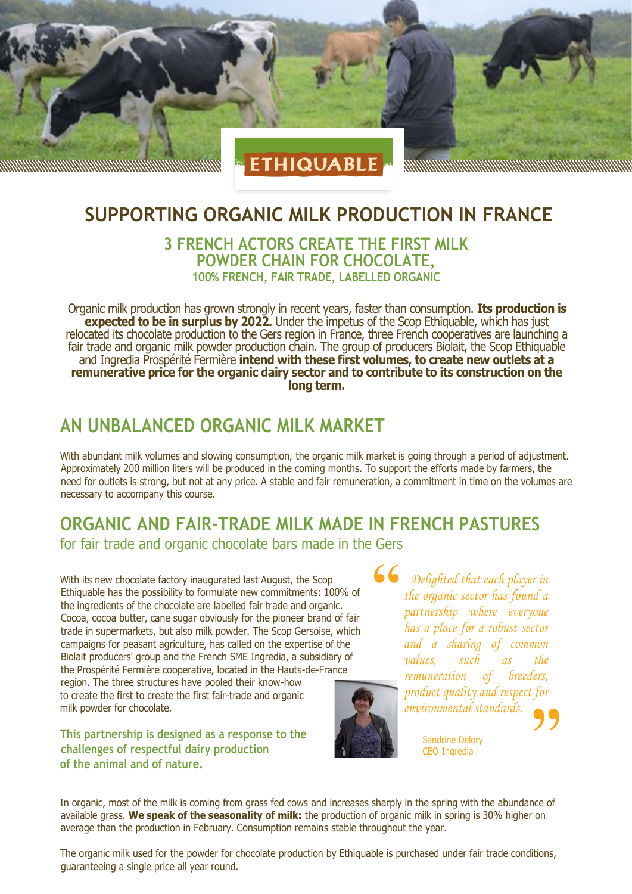ETHIQUABLE

# SUPPORTING ORGANIC MILK PRODUCTION IN FRANCE

### 3 FRENCH ACTORS CREATE THE FIRST MILK POWDER CHAIN FOR CHOCOLATE,
### 100% FRENCH, FAIR TRADE, LABELLED ORGANIC

Organic milk production has grown strongly in recent years, faster than consumption. **Its production is expected to be in surplus by 2022.** Under the impetus of the Scop Ethiquable, which has just relocated its chocolate production to the Gers region in France, three French cooperatives are launching a fair trade and organic milk powder production chain. The group of producers Biolait, the Scop Ethiquable and Ingredia Prospérité Fermière **intend with these first volumes, to create new outlets at a remunerative price for the organic dairy sector and to contribute to its construction on the long term.**

## AN UNBALANCED ORGANIC MILK MARKET

With abundant milk volumes and slowing consumption, the organic milk market is going through a period of adjustment. Approximately 200 million liters will be produced in the coming months. To support the efforts made by farmers, the need for outlets is strong, but not at any price. A stable and fair remuneration, a commitment in time on the volumes are necessary to accompany this course.

## ORGANIC AND FAIR-TRADE MILK MADE IN FRENCH PASTURES

for fair trade and organic chocolate bars made in the Gers

With its new chocolate factory inaugurated last August, the Scop Ethiquable has the possibility to formulate new commitments: 100% of the ingredients of the chocolate are labelled fair trade and organic. Cocoa, cocoa butter, cane sugar obviously for the pioneer brand of fair trade in supermarkets, but also milk powder. The Scop Gersoise, which campaigns for peasant agriculture, has called on the expertise of the Biolait producers' group and the French SME Ingredia, a subsidiary of the Prospérité Fermière cooperative, located in the Hauts-de-France region. The three structures have pooled their know-how to create the first to create the first fair-trade and organic milk powder for chocolate.

**This partnership is designed as a response to the challenges of respectful dairy production of the animal and of nature.**

> *"Delighted that each player in the organic sector has found a partnership where everyone has a place for a robust sector and a sharing of common values, such as the remuneration of breeders, product quality and respect for environmental standards."*
>
> Sandrine Delory
> CEO Ingredia

In organic, most of the milk is coming from grass fed cows and increases sharply in the spring with the abundance of available grass. **We speak of the seasonality of milk:** the production of organic milk in spring is 30% higher on average than the production in February. Consumption remains stable throughout the year.

The organic milk used for the powder for chocolate production by Ethiquable is purchased under fair trade conditions, guaranteeing a single price all year round.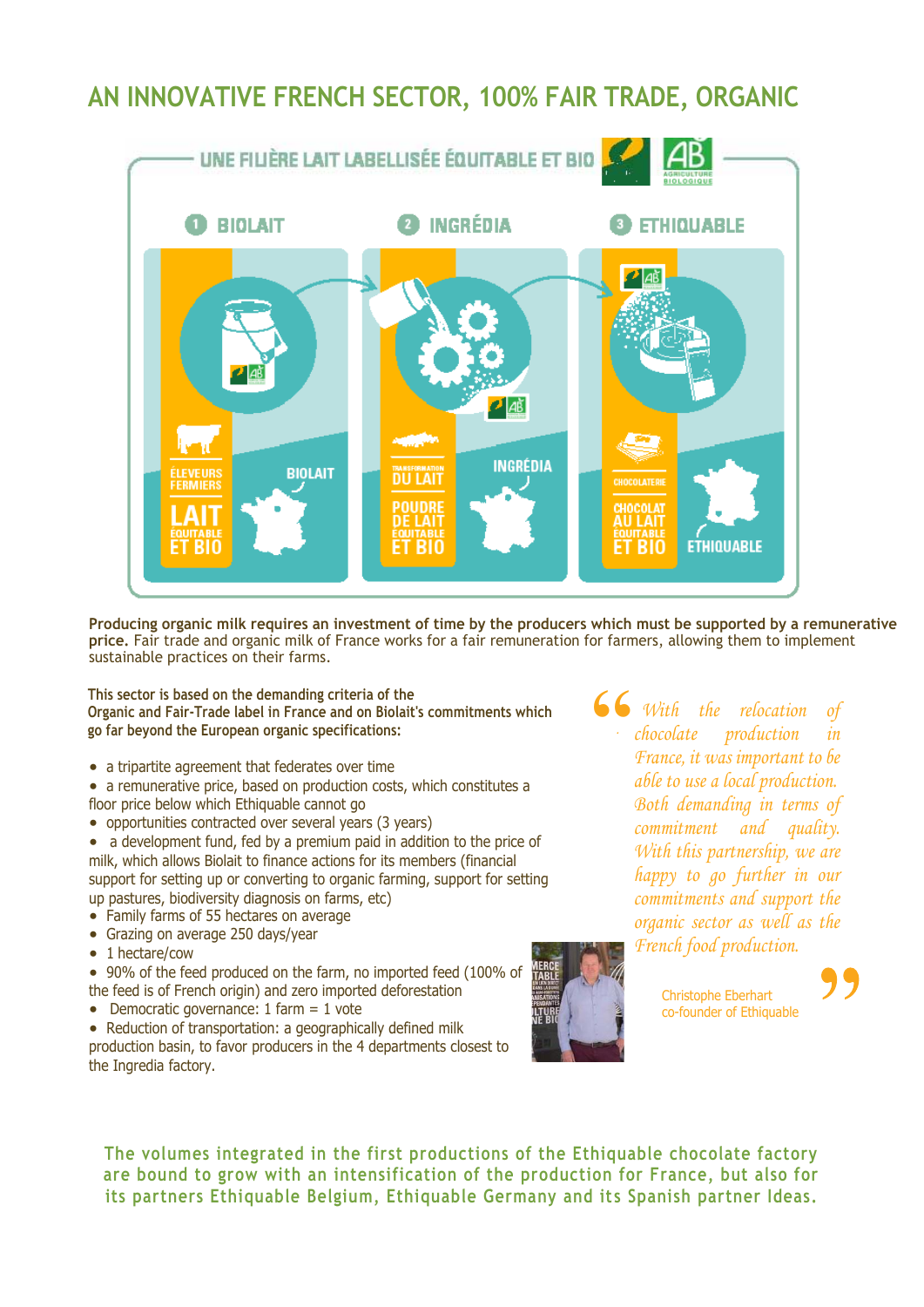# AN INNOVATIVE FRENCH SECTOR, 100% FAIR TRADE, ORGANIC

UNE FILIÈRE LAIT LABELLISÉE ÉQUITABLE ET BIO

1 BIOLAIT — ÉLEVEURS FERMIERS — LAIT ÉQUITABLE ET BIO — BIOLAIT

2 INGRÉDIA — TRANSFORMATION DU LAIT — POUDRE DE LAIT ÉQUITABLE ET BIO — INGRÉDIA

3 ETHIQUABLE — CHOCOLATERIE — CHOCOLAT AU LAIT ÉQUITABLE ET BIO — ETHIQUABLE

**Producing organic milk requires an investment of time by the producers which must be supported by a remunerative price.** Fair trade and organic milk of France works for a fair remuneration for farmers, allowing them to implement sustainable practices on their farms.

**This sector is based on the demanding criteria of the Organic and Fair-Trade label in France and on Biolait's commitments which go far beyond the European organic specifications:**

- a tripartite agreement that federates over time
- a remunerative price, based on production costs, which constitutes a floor price below which Ethiquable cannot go
- opportunities contracted over several years (3 years)
- a development fund, fed by a premium paid in addition to the price of milk, which allows Biolait to finance actions for its members (financial support for setting up or converting to organic farming, support for setting up pastures, biodiversity diagnosis on farms, etc)
- Family farms of 55 hectares on average
- Grazing on average 250 days/year
- 1 hectare/cow
- 90% of the feed produced on the farm, no imported feed (100% of the feed is of French origin) and zero imported deforestation
- Democratic governance: 1 farm = 1 vote
- Reduction of transportation: a geographically defined milk production basin, to favor producers in the 4 departments closest to the Ingredia factory.

> *With the relocation of chocolate production in France, it was important to be able to use a local production. Both demanding in terms of commitment and quality. With this partnership, we are happy to go further in our commitments and support the organic sector as well as the French food production.*
>
> Christophe Eberhart
> co-founder of Ethiquable

**The volumes integrated in the first productions of the Ethiquable chocolate factory are bound to grow with an intensification of the production for France, but also for its partners Ethiquable Belgium, Ethiquable Germany and its Spanish partner Ideas.**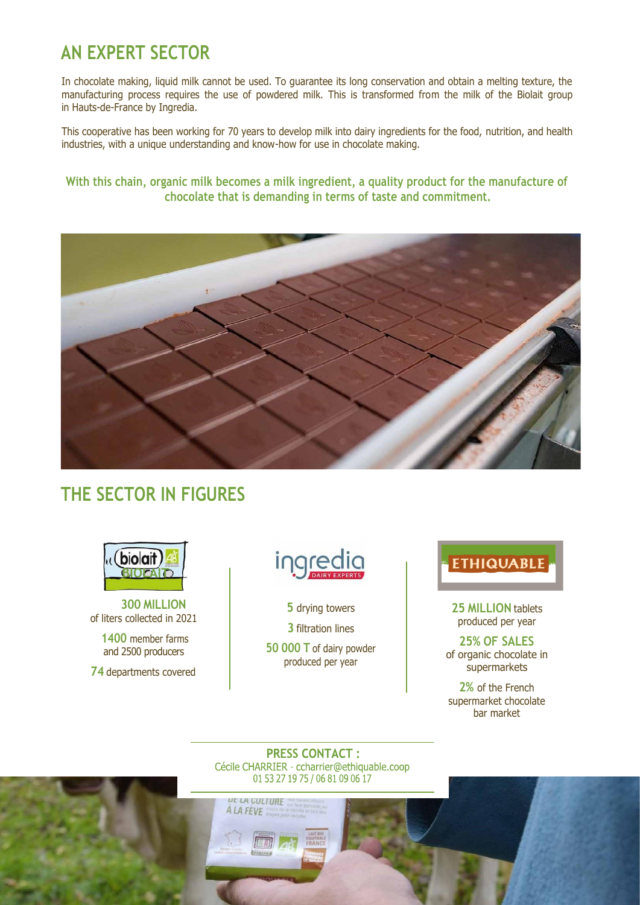## AN EXPERT SECTOR

In chocolate making, liquid milk cannot be used. To guarantee its long conservation and obtain a melting texture, the manufacturing process requires the use of powdered milk. This is transformed from the milk of the Biolait group in Hauts-de-France by Ingredia.

This cooperative has been working for 70 years to develop milk into dairy ingredients for the food, nutrition, and health industries, with a unique understanding and know-how for use in chocolate making.

**With this chain, organic milk becomes a milk ingredient, a quality product for the manufacture of chocolate that is demanding in terms of taste and commitment.**

## THE SECTOR IN FIGURES

**Biolait**

**300 MILLION** of liters collected in 2021

**1400** member farms and 2500 producers

**74** departments covered

**Ingredia**

**5** drying towers

**3** filtration lines

**50 000 T** of dairy powder produced per year

**Ethiquable**

**25 MILLION** tablets produced per year

**25% OF SALES** of organic chocolate in supermarkets

**2%** of the French supermarket chocolate bar market

**PRESS CONTACT :**
Cécile CHARRIER - ccharrier@ethiquable.coop
01 53 27 19 75 / 06 81 09 06 17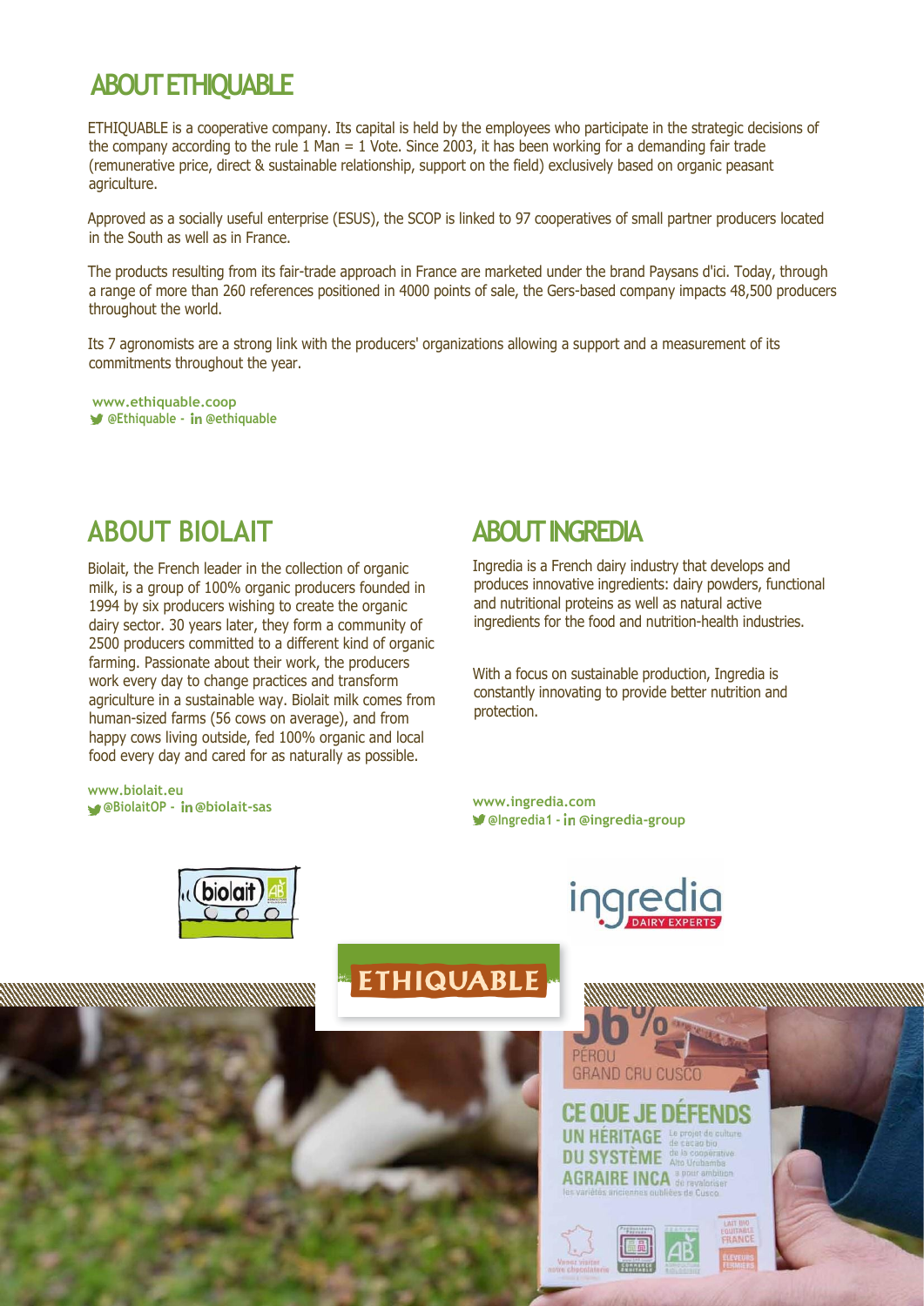## ABOUT ETHIQUABLE

ETHIQUABLE is a cooperative company. Its capital is held by the employees who participate in the strategic decisions of the company according to the rule 1 Man = 1 Vote. Since 2003, it has been working for a demanding fair trade (remunerative price, direct & sustainable relationship, support on the field) exclusively based on organic peasant agriculture.

Approved as a socially useful enterprise (ESUS), the SCOP is linked to 97 cooperatives of small partner producers located in the South as well as in France.

The products resulting from its fair-trade approach in France are marketed under the brand Paysans d'ici. Today, through a range of more than 260 references positioned in 4000 points of sale, the Gers-based company impacts 48,500 producers throughout the world.

Its 7 agronomists are a strong link with the producers' organizations allowing a support and a measurement of its commitments throughout the year.

**www.ethiquable.coop**
**@Ethiquable - in @ethiquable**

## ABOUT BIOLAIT

Biolait, the French leader in the collection of organic milk, is a group of 100% organic producers founded in 1994 by six producers wishing to create the organic dairy sector. 30 years later, they form a community of 2500 producers committed to a different kind of organic farming. Passionate about their work, the producers work every day to change practices and transform agriculture in a sustainable way. Biolait milk comes from human-sized farms (56 cows on average), and from happy cows living outside, fed 100% organic and local food every day and cared for as naturally as possible.

**www.biolait.eu**
**@BiolaitOP - in @biolait-sas**

## ABOUT INGREDIA

Ingredia is a French dairy industry that develops and produces innovative ingredients: dairy powders, functional and nutritional proteins as well as natural active ingredients for the food and nutrition-health industries.

With a focus on sustainable production, Ingredia is constantly innovating to provide better nutrition and protection.

**www.ingredia.com**
**@Ingredia1 - in @ingredia-group**